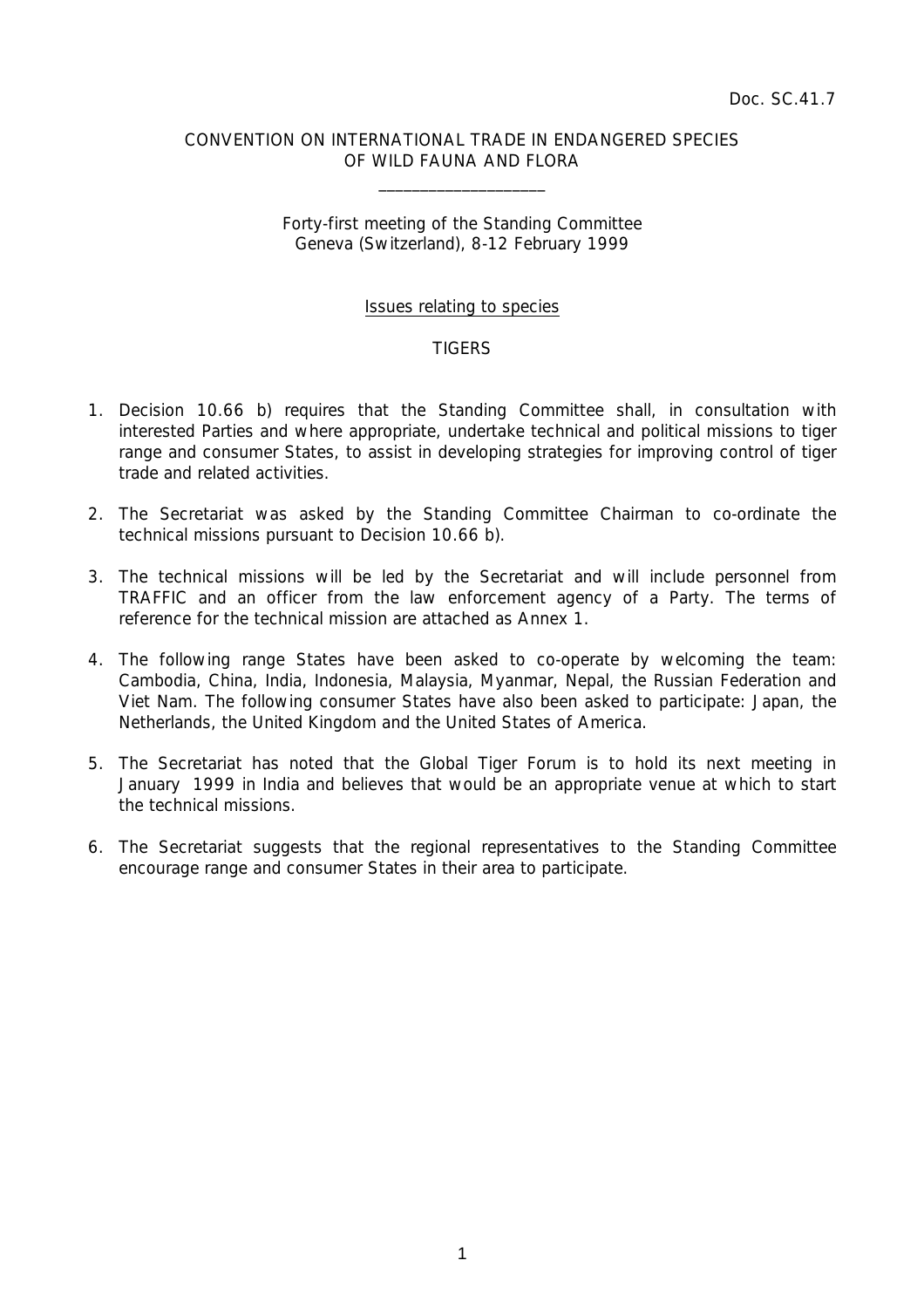Doc. SC.41.7

CONVENTION ON INTERNATIONAL TRADE IN ENDANGERED SPECIES
OF WILD FAUNA AND FLORA

____________________

Forty-first meeting of the Standing Committee
Geneva (Switzerland), 8-12 February 1999

Issues relating to species

TIGERS

1. Decision 10.66 b) requires that the Standing Committee shall, in consultation with interested Parties and where appropriate, undertake technical and political missions to tiger range and consumer States, to assist in developing strategies for improving control of tiger trade and related activities.

2. The Secretariat was asked by the Standing Committee Chairman to co-ordinate the technical missions pursuant to Decision 10.66 b).

3. The technical missions will be led by the Secretariat and will include personnel from TRAFFIC and an officer from the law enforcement agency of a Party. The terms of reference for the technical mission are attached as Annex 1.

4. The following range States have been asked to co-operate by welcoming the team: Cambodia, China, India, Indonesia, Malaysia, Myanmar, Nepal, the Russian Federation and Viet Nam. The following consumer States have also been asked to participate: Japan, the Netherlands, the United Kingdom and the United States of America.

5. The Secretariat has noted that the Global Tiger Forum is to hold its next meeting in January 1999 in India and believes that would be an appropriate venue at which to start the technical missions.

6. The Secretariat suggests that the regional representatives to the Standing Committee encourage range and consumer States in their area to participate.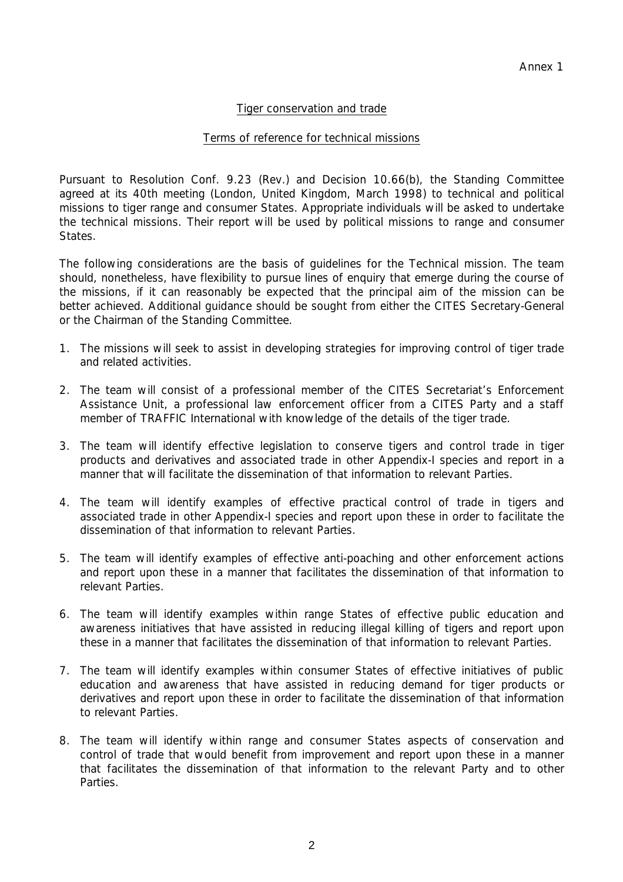Annex 1

<u>Tiger conservation and trade</u>

<u>Terms of reference for technical missions</u>

Pursuant to Resolution Conf. 9.23 (Rev.) and Decision 10.66(b), the Standing Committee agreed at its 40th meeting (London, United Kingdom, March 1998) to technical and political missions to tiger range and consumer States. Appropriate individuals will be asked to undertake the technical missions. Their report will be used by political missions to range and consumer States.

The following considerations are the basis of guidelines for the Technical mission. The team should, nonetheless, have flexibility to pursue lines of enquiry that emerge during the course of the missions, if it can reasonably be expected that the principal aim of the mission can be better achieved. Additional guidance should be sought from either the CITES Secretary-General or the Chairman of the Standing Committee.

1. The missions will seek to assist in developing strategies for improving control of tiger trade and related activities.

2. The team will consist of a professional member of the CITES Secretariat's Enforcement Assistance Unit, a professional law enforcement officer from a CITES Party and a staff member of TRAFFIC International with knowledge of the details of the tiger trade.

3. The team will identify effective legislation to conserve tigers and control trade in tiger products and derivatives and associated trade in other Appendix-I species and report in a manner that will facilitate the dissemination of that information to relevant Parties.

4. The team will identify examples of effective practical control of trade in tigers and associated trade in other Appendix-I species and report upon these in order to facilitate the dissemination of that information to relevant Parties.

5. The team will identify examples of effective anti-poaching and other enforcement actions and report upon these in a manner that facilitates the dissemination of that information to relevant Parties.

6. The team will identify examples within range States of effective public education and awareness initiatives that have assisted in reducing illegal killing of tigers and report upon these in a manner that facilitates the dissemination of that information to relevant Parties.

7. The team will identify examples within consumer States of effective initiatives of public education and awareness that have assisted in reducing demand for tiger products or derivatives and report upon these in order to facilitate the dissemination of that information to relevant Parties.

8. The team will identify within range and consumer States aspects of conservation and control of trade that would benefit from improvement and report upon these in a manner that facilitates the dissemination of that information to the relevant Party and to other Parties.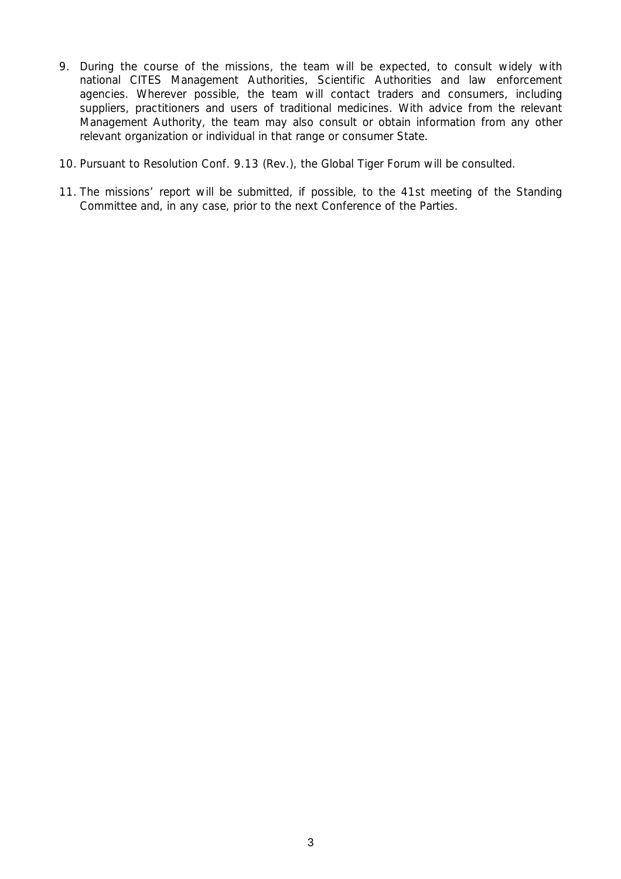9. During the course of the missions, the team will be expected, to consult widely with national CITES Management Authorities, Scientific Authorities and law enforcement agencies. Wherever possible, the team will contact traders and consumers, including suppliers, practitioners and users of traditional medicines. With advice from the relevant Management Authority, the team may also consult or obtain information from any other relevant organization or individual in that range or consumer State.

10. Pursuant to Resolution Conf. 9.13 (Rev.), the Global Tiger Forum will be consulted.

11. The missions' report will be submitted, if possible, to the 41st meeting of the Standing Committee and, in any case, prior to the next Conference of the Parties.